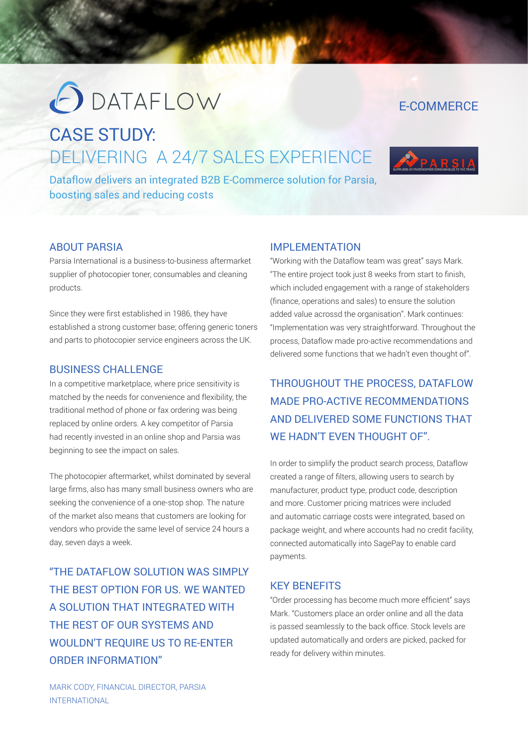DATAFLOW

E-COMMERCE

# CASE STUDY:
# DELIVERING A 24/7 SALES EXPERIENCE

Dataflow delivers an integrated B2B E-Commerce solution for Parsia, boosting sales and reducing costs

PARSIA
SUPPLIERS OF PHOTOCOPIER CONSUMABLES TO THE TRADE

## ABOUT PARSIA

Parsia International is a business-to-business aftermarket supplier of photocopier toner, consumables and cleaning products.

Since they were first established in 1986, they have established a strong customer base; offering generic toners and parts to photocopier service engineers across the UK.

## BUSINESS CHALLENGE

In a competitive marketplace, where price sensitivity is matched by the needs for convenience and flexibility, the traditional method of phone or fax ordering was being replaced by online orders. A key competitor of Parsia had recently invested in an online shop and Parsia was beginning to see the impact on sales.

The photocopier aftermarket, whilst dominated by several large firms, also has many small business owners who are seeking the convenience of a one-stop shop. The nature of the market also means that customers are looking for vendors who provide the same level of service 24 hours a day, seven days a week.

> "THE DATAFLOW SOLUTION WAS SIMPLY THE BEST OPTION FOR US. WE WANTED A SOLUTION THAT INTEGRATED WITH THE REST OF OUR SYSTEMS AND WOULDN'T REQUIRE US TO RE-ENTER ORDER INFORMATION"

MARK CODY, FINANCIAL DIRECTOR, PARSIA INTERNATIONAL

## IMPLEMENTATION

"Working with the Dataflow team was great" says Mark. "The entire project took just 8 weeks from start to finish, which included engagement with a range of stakeholders (finance, operations and sales) to ensure the solution added value acrossd the organisation". Mark continues: "Implementation was very straightforward. Throughout the process, Dataflow made pro-active recommendations and delivered some functions that we hadn't even thought of".

> THROUGHOUT THE PROCESS, DATAFLOW MADE PRO-ACTIVE RECOMMENDATIONS AND DELIVERED SOME FUNCTIONS THAT WE HADN'T EVEN THOUGHT OF".

In order to simplify the product search process, Dataflow created a range of filters, allowing users to search by manufacturer, product type, product code, description and more. Customer pricing matrices were included and automatic carriage costs were integrated, based on package weight, and where accounts had no credit facility, connected automatically into SagePay to enable card payments.

## KEY BENEFITS

"Order processing has become much more efficient" says Mark. "Customers place an order online and all the data is passed seamlessly to the back office. Stock levels are updated automatically and orders are picked, packed for ready for delivery within minutes.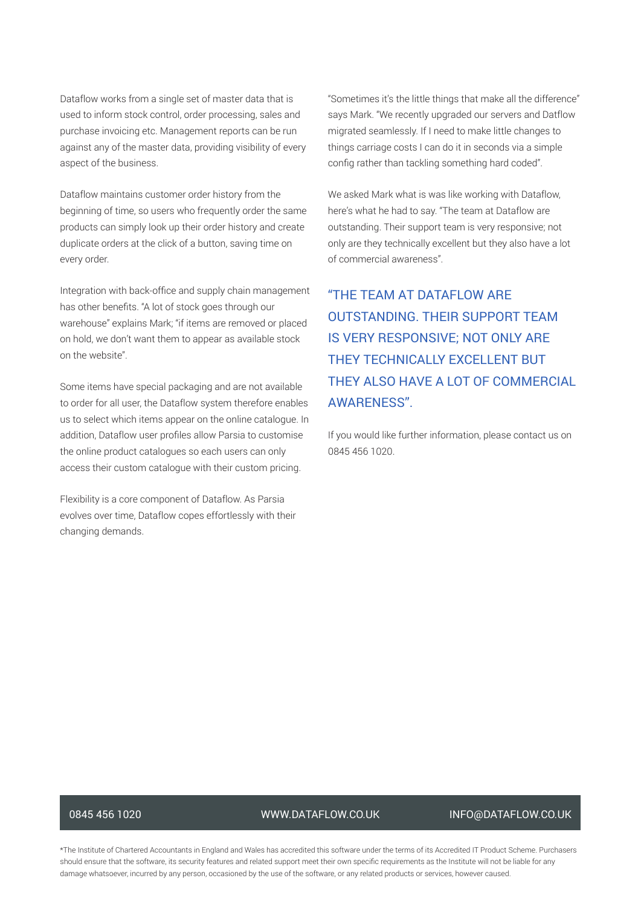Dataflow works from a single set of master data that is used to inform stock control, order processing, sales and purchase invoicing etc. Management reports can be run against any of the master data, providing visibility of every aspect of the business.

Dataflow maintains customer order history from the beginning of time, so users who frequently order the same products can simply look up their order history and create duplicate orders at the click of a button, saving time on every order.

Integration with back-office and supply chain management has other benefits. "A lot of stock goes through our warehouse" explains Mark; "if items are removed or placed on hold, we don't want them to appear as available stock on the website".

Some items have special packaging and are not available to order for all user, the Dataflow system therefore enables us to select which items appear on the online catalogue. In addition, Dataflow user profiles allow Parsia to customise the online product catalogues so each users can only access their custom catalogue with their custom pricing.

Flexibility is a core component of Dataflow. As Parsia evolves over time, Dataflow copes effortlessly with their changing demands.

"Sometimes it's the little things that make all the difference" says Mark. "We recently upgraded our servers and Datflow migrated seamlessly. If I need to make little changes to things carriage costs I can do it in seconds via a simple config rather than tackling something hard coded".

We asked Mark what is was like working with Dataflow, here's what he had to say. "The team at Dataflow are outstanding. Their support team is very responsive; not only are they technically excellent but they also have a lot of commercial awareness".

"THE TEAM AT DATAFLOW ARE OUTSTANDING. THEIR SUPPORT TEAM IS VERY RESPONSIVE; NOT ONLY ARE THEY TECHNICALLY EXCELLENT BUT THEY ALSO HAVE A LOT OF COMMERCIAL AWARENESS".

If you would like further information, please contact us on 0845 456 1020.

0845 456 1020 WWW.DATAFLOW.CO.UK INFO@DATAFLOW.CO.UK

*The Institute of Chartered Accountants in England and Wales has accredited this software under the terms of its Accredited IT Product Scheme. Purchasers should ensure that the software, its security features and related support meet their own specific requirements as the Institute will not be liable for any damage whatsoever, incurred by any person, occasioned by the use of the software, or any related products or services, however caused.